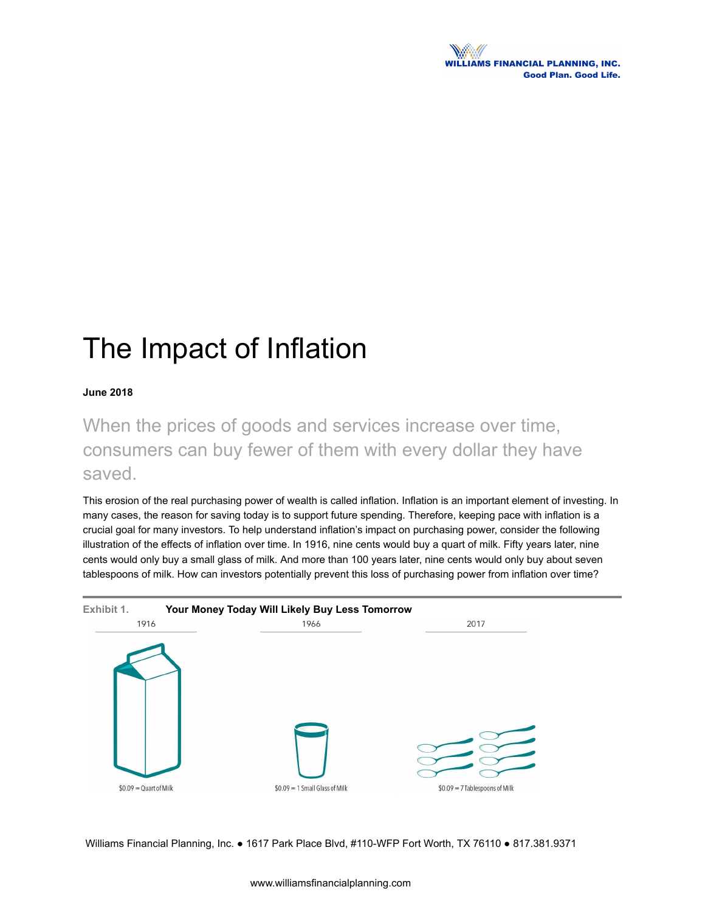WILLIAMS FINANCIAL PLANNING, INC.
Good Plan. Good Life.

# The Impact of Inflation

**June 2018**

When the prices of goods and services increase over time, consumers can buy fewer of them with every dollar they have saved.

This erosion of the real purchasing power of wealth is called inflation. Inflation is an important element of investing. In many cases, the reason for saving today is to support future spending. Therefore, keeping pace with inflation is a crucial goal for many investors. To help understand inflation's impact on purchasing power, consider the following illustration of the effects of inflation over time. In 1916, nine cents would buy a quart of milk. Fifty years later, nine cents would only buy a small glass of milk. And more than 100 years later, nine cents would only buy about seven tablespoons of milk. How can investors potentially prevent this loss of purchasing power from inflation over time?

**Exhibit 1.** **Your Money Today Will Likely Buy Less Tomorrow**

| 1916 | 1966 | 2017 |
|---|---|---|
| $0.09 = Quart of Milk | $0.09 = 1 Small Glass of Milk | $0.09 = 7 Tablespoons of Milk |

Williams Financial Planning, Inc. ● 1617 Park Place Blvd, #110-WFP Fort Worth, TX 76110 ● 817.381.9371

www.williamsfinancialplanning.com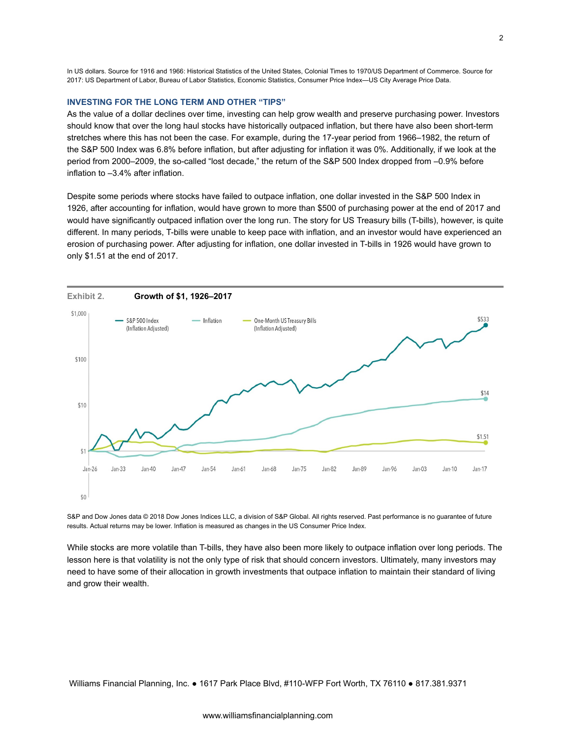In US dollars. Source for 1916 and 1966: Historical Statistics of the United States, Colonial Times to 1970/US Department of Commerce. Source for 2017: US Department of Labor, Bureau of Labor Statistics, Economic Statistics, Consumer Price Index—US City Average Price Data.

### INVESTING FOR THE LONG TERM AND OTHER "TIPS"

As the value of a dollar declines over time, investing can help grow wealth and preserve purchasing power. Investors should know that over the long haul stocks have historically outpaced inflation, but there have also been short-term stretches where this has not been the case. For example, during the 17-year period from 1966–1982, the return of the S&P 500 Index was 6.8% before inflation, but after adjusting for inflation it was 0%. Additionally, if we look at the period from 2000–2009, the so-called "lost decade," the return of the S&P 500 Index dropped from –0.9% before inflation to –3.4% after inflation.

Despite some periods where stocks have failed to outpace inflation, one dollar invested in the S&P 500 Index in 1926, after accounting for inflation, would have grown to more than $500 of purchasing power at the end of 2017 and would have significantly outpaced inflation over the long run. The story for US Treasury bills (T-bills), however, is quite different. In many periods, T-bills were unable to keep pace with inflation, and an investor would have experienced an erosion of purchasing power. After adjusting for inflation, one dollar invested in T-bills in 1926 would have grown to only $1.51 at the end of 2017.

**Exhibit 2. Growth of $1, 1926–2017**

S&P 500 Index (Inflation Adjusted): $533
Inflation: $14
One-Month US Treasury Bills (Inflation Adjusted): $1.51

S&P and Dow Jones data © 2018 Dow Jones Indices LLC, a division of S&P Global. All rights reserved. Past performance is no guarantee of future results. Actual returns may be lower. Inflation is measured as changes in the US Consumer Price Index.

While stocks are more volatile than T-bills, they have also been more likely to outpace inflation over long periods. The lesson here is that volatility is not the only type of risk that should concern investors. Ultimately, many investors may need to have some of their allocation in growth investments that outpace inflation to maintain their standard of living and grow their wealth.

Williams Financial Planning, Inc. ● 1617 Park Place Blvd, #110-WFP Fort Worth, TX 76110 ● 817.381.9371

www.williamsfinancialplanning.com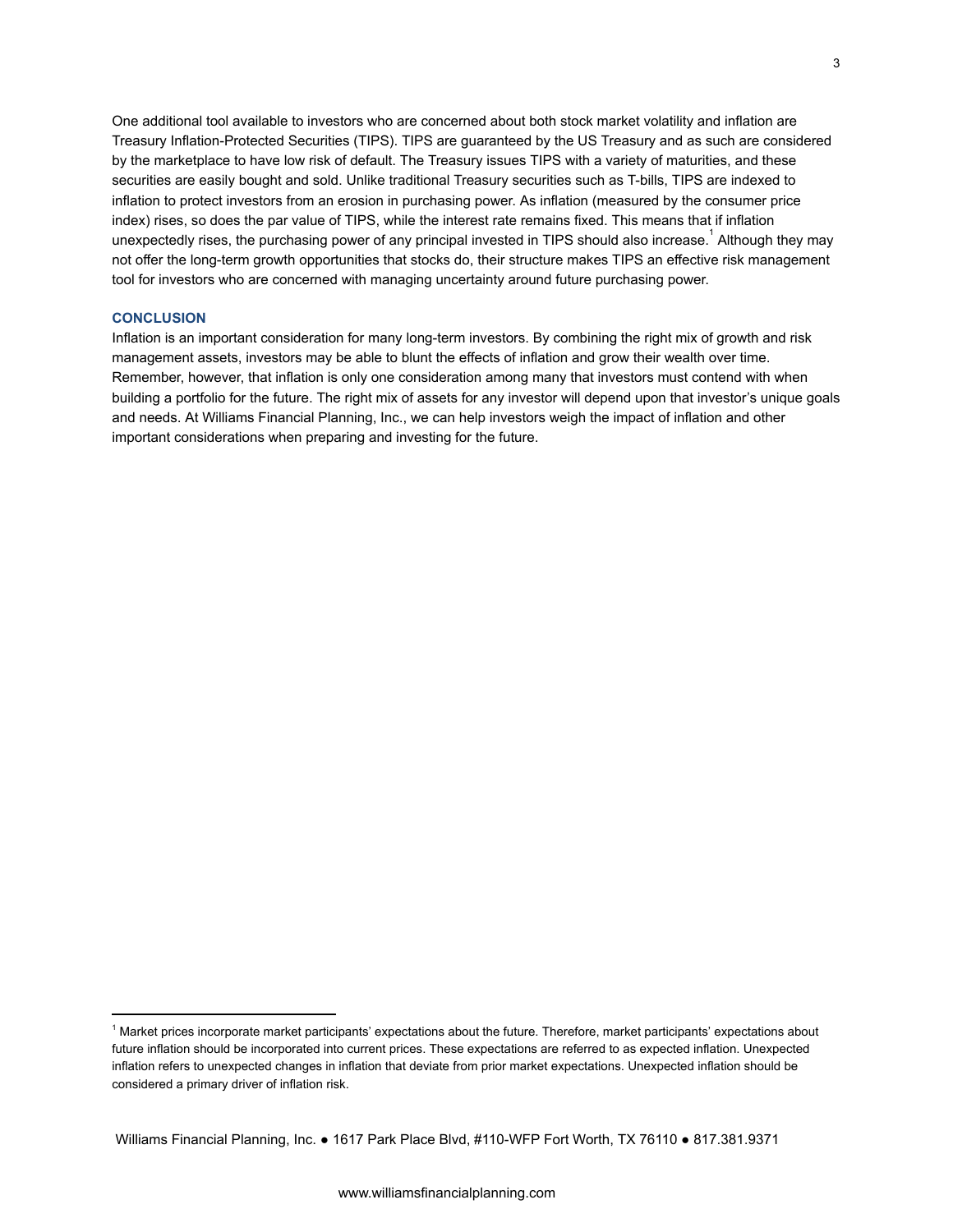One additional tool available to investors who are concerned about both stock market volatility and inflation are Treasury Inflation-Protected Securities (TIPS). TIPS are guaranteed by the US Treasury and as such are considered by the marketplace to have low risk of default. The Treasury issues TIPS with a variety of maturities, and these securities are easily bought and sold. Unlike traditional Treasury securities such as T-bills, TIPS are indexed to inflation to protect investors from an erosion in purchasing power. As inflation (measured by the consumer price index) rises, so does the par value of TIPS, while the interest rate remains fixed. This means that if inflation unexpectedly rises, the purchasing power of any principal invested in TIPS should also increase.[1] Although they may not offer the long-term growth opportunities that stocks do, their structure makes TIPS an effective risk management tool for investors who are concerned with managing uncertainty around future purchasing power.

## CONCLUSION

Inflation is an important consideration for many long-term investors. By combining the right mix of growth and risk management assets, investors may be able to blunt the effects of inflation and grow their wealth over time. Remember, however, that inflation is only one consideration among many that investors must contend with when building a portfolio for the future. The right mix of assets for any investor will depend upon that investor's unique goals and needs. At Williams Financial Planning, Inc., we can help investors weigh the impact of inflation and other important considerations when preparing and investing for the future.

---

[1] Market prices incorporate market participants' expectations about the future. Therefore, market participants' expectations about future inflation should be incorporated into current prices. These expectations are referred to as expected inflation. Unexpected inflation refers to unexpected changes in inflation that deviate from prior market expectations. Unexpected inflation should be considered a primary driver of inflation risk.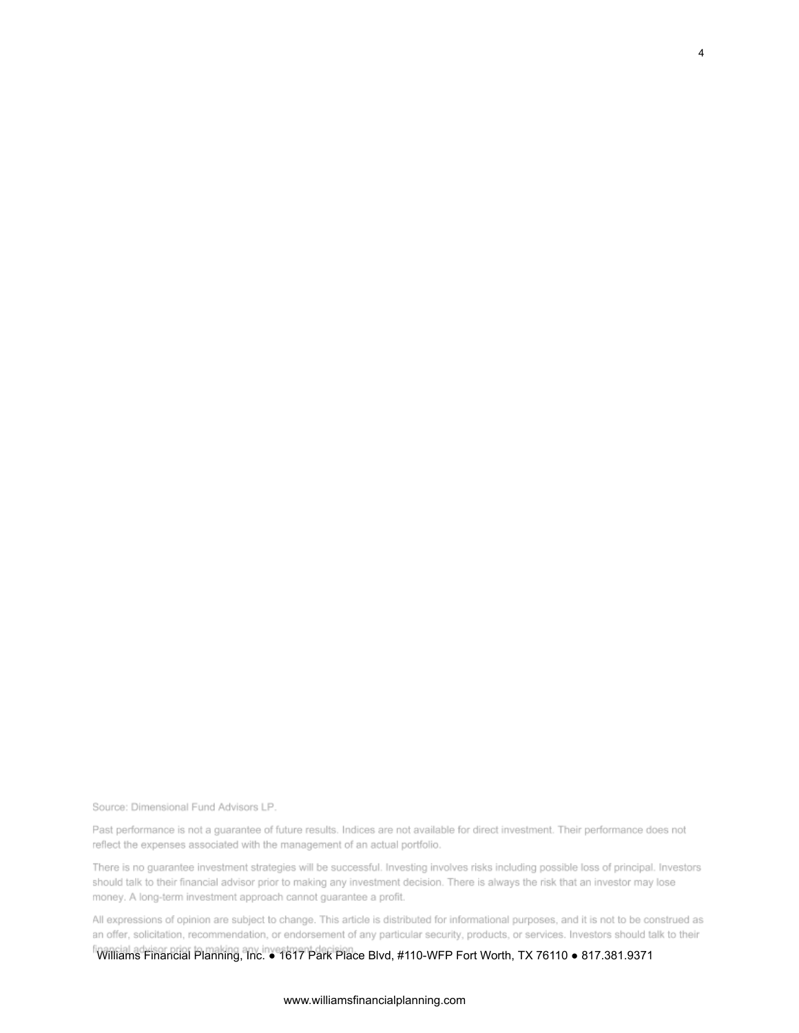Source: Dimensional Fund Advisors LP.

Past performance is not a guarantee of future results. Indices are not available for direct investment. Their performance does not reflect the expenses associated with the management of an actual portfolio.

There is no guarantee investment strategies will be successful. Investing involves risks including possible loss of principal. Investors should talk to their financial advisor prior to making any investment decision. There is always the risk that an investor may lose money. A long-term investment approach cannot guarantee a profit.

All expressions of opinion are subject to change. This article is distributed for informational purposes, and it is not to be construed as an offer, solicitation, recommendation, or endorsement of any particular security, products, or services. Investors should talk to their financial advisor prior to making any investment decision.

Williams Financial Planning, Inc. ● 1617 Park Place Blvd, #110-WFP Fort Worth, TX 76110 ● 817.381.9371

www.williamsfinancialplanning.com